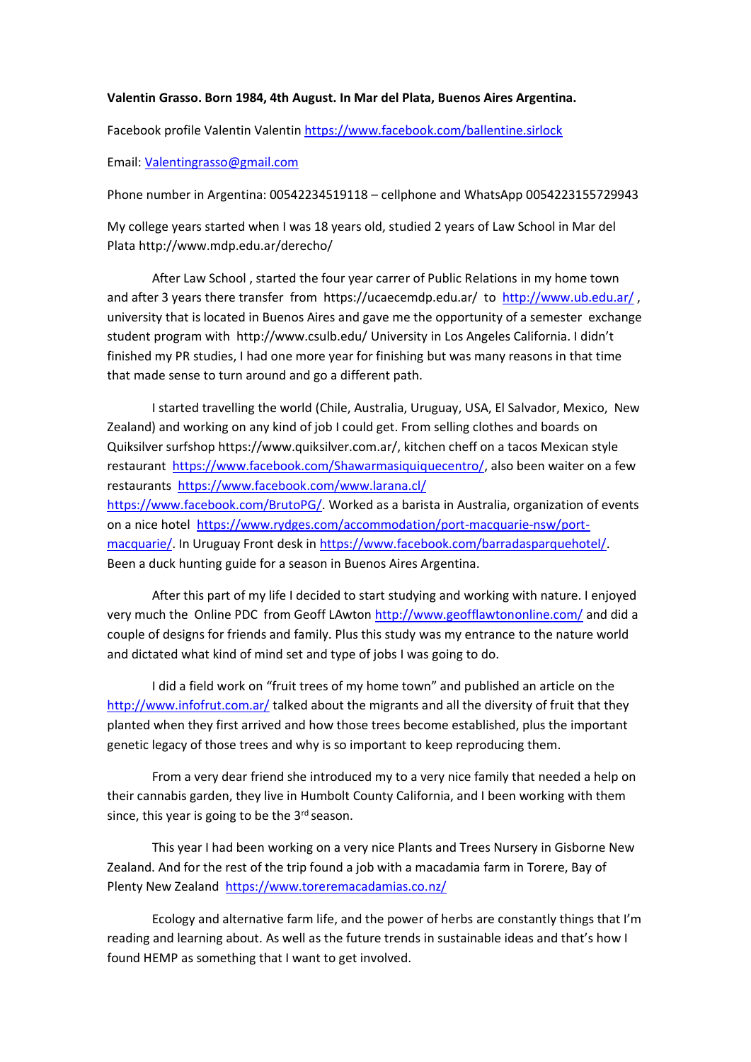**Valentin Grasso. Born 1984, 4th August. In Mar del Plata, Buenos Aires Argentina.**

Facebook profile Valentin Valentin https://www.facebook.com/ballentine.sirlock

Email: Valentingrasso@gmail.com

Phone number in Argentina: 00542234519118 – cellphone and WhatsApp 0054223155729943

My college years started when I was 18 years old, studied 2 years of Law School in Mar del Plata http://www.mdp.edu.ar/derecho/

After Law School , started the four year carrer of Public Relations in my home town and after 3 years there transfer from https://ucaecemdp.edu.ar/ to http://www.ub.edu.ar/ , university that is located in Buenos Aires and gave me the opportunity of a semester exchange student program with http://www.csulb.edu/ University in Los Angeles California. I didn't finished my PR studies, I had one more year for finishing but was many reasons in that time that made sense to turn around and go a different path.

I started travelling the world (Chile, Australia, Uruguay, USA, El Salvador, Mexico, New Zealand) and working on any kind of job I could get. From selling clothes and boards on Quiksilver surfshop https://www.quiksilver.com.ar/, kitchen cheff on a tacos Mexican style restaurant https://www.facebook.com/Shawarmasiquiquecentro/, also been waiter on a few restaurants https://www.facebook.com/www.larana.cl/ https://www.facebook.com/BrutoPG/. Worked as a barista in Australia, organization of events on a nice hotel https://www.rydges.com/accommodation/port-macquarie-nsw/port-macquarie/. In Uruguay Front desk in https://www.facebook.com/barradasparquehotel/. Been a duck hunting guide for a season in Buenos Aires Argentina.

After this part of my life I decided to start studying and working with nature. I enjoyed very much the Online PDC from Geoff LAwton http://www.geofflawtononline.com/ and did a couple of designs for friends and family. Plus this study was my entrance to the nature world and dictated what kind of mind set and type of jobs I was going to do.

I did a field work on "fruit trees of my home town" and published an article on the http://www.infofrut.com.ar/ talked about the migrants and all the diversity of fruit that they planted when they first arrived and how those trees become established, plus the important genetic legacy of those trees and why is so important to keep reproducing them.

From a very dear friend she introduced my to a very nice family that needed a help on their cannabis garden, they live in Humbolt County California, and I been working with them since, this year is going to be the 3rd season.

This year I had been working on a very nice Plants and Trees Nursery in Gisborne New Zealand. And for the rest of the trip found a job with a macadamia farm in Torere, Bay of Plenty New Zealand https://www.toreremacadamias.co.nz/

Ecology and alternative farm life, and the power of herbs are constantly things that I'm reading and learning about. As well as the future trends in sustainable ideas and that's how I found HEMP as something that I want to get involved.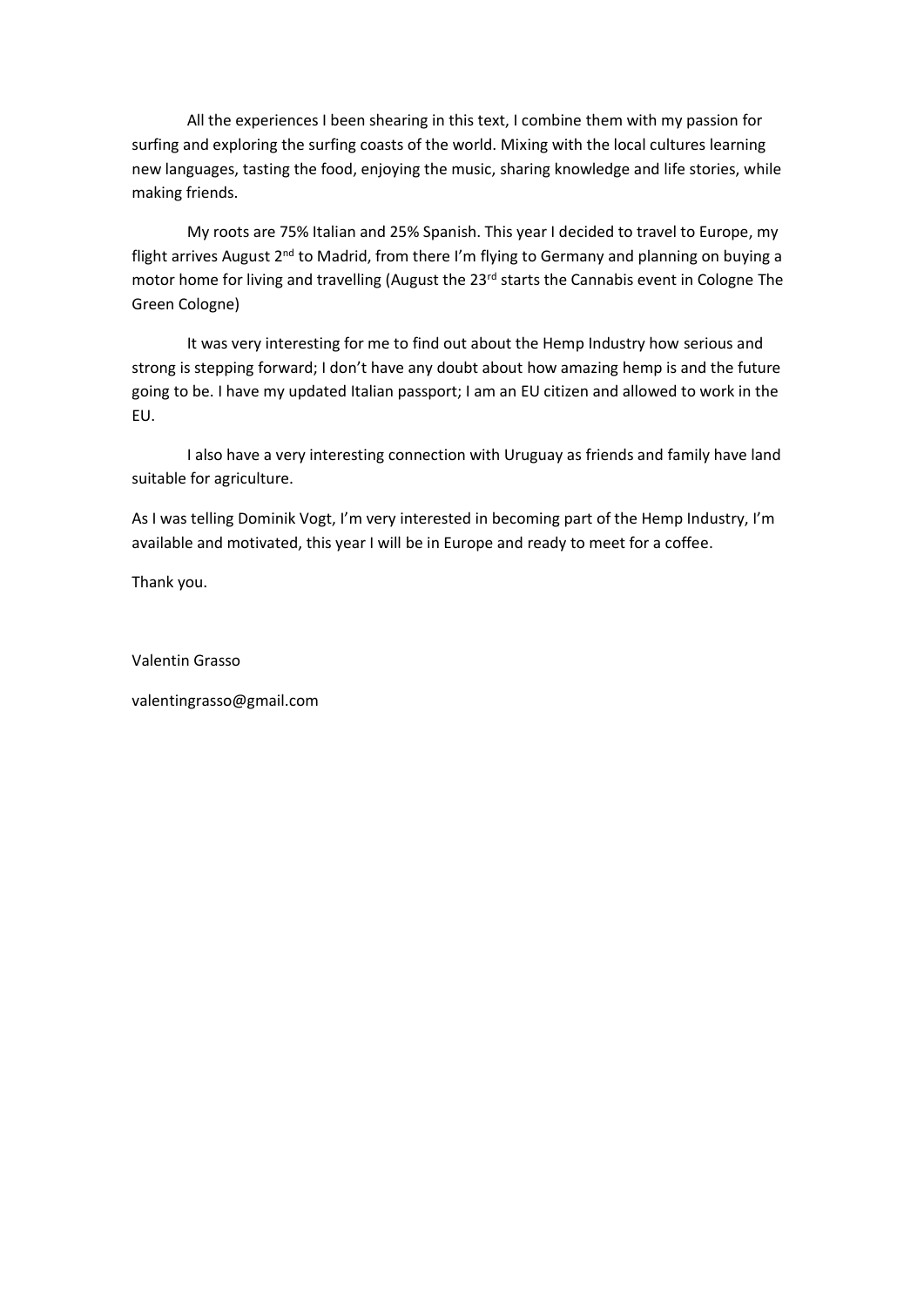All the experiences I been shearing in this text, I combine them with my passion for surfing and exploring the surfing coasts of the world. Mixing with the local cultures learning new languages, tasting the food, enjoying the music, sharing knowledge and life stories, while making friends.

My roots are 75% Italian and 25% Spanish. This year I decided to travel to Europe, my flight arrives August 2nd to Madrid, from there I'm flying to Germany and planning on buying a motor home for living and travelling (August the 23rd starts the Cannabis event in Cologne The Green Cologne)

It was very interesting for me to find out about the Hemp Industry how serious and strong is stepping forward; I don't have any doubt about how amazing hemp is and the future going to be. I have my updated Italian passport; I am an EU citizen and allowed to work in the EU.

I also have a very interesting connection with Uruguay as friends and family have land suitable for agriculture.

As I was telling Dominik Vogt, I'm very interested in becoming part of the Hemp Industry, I'm available and motivated, this year I will be in Europe and ready to meet for a coffee.

Thank you.

Valentin Grasso

valentingrasso@gmail.com